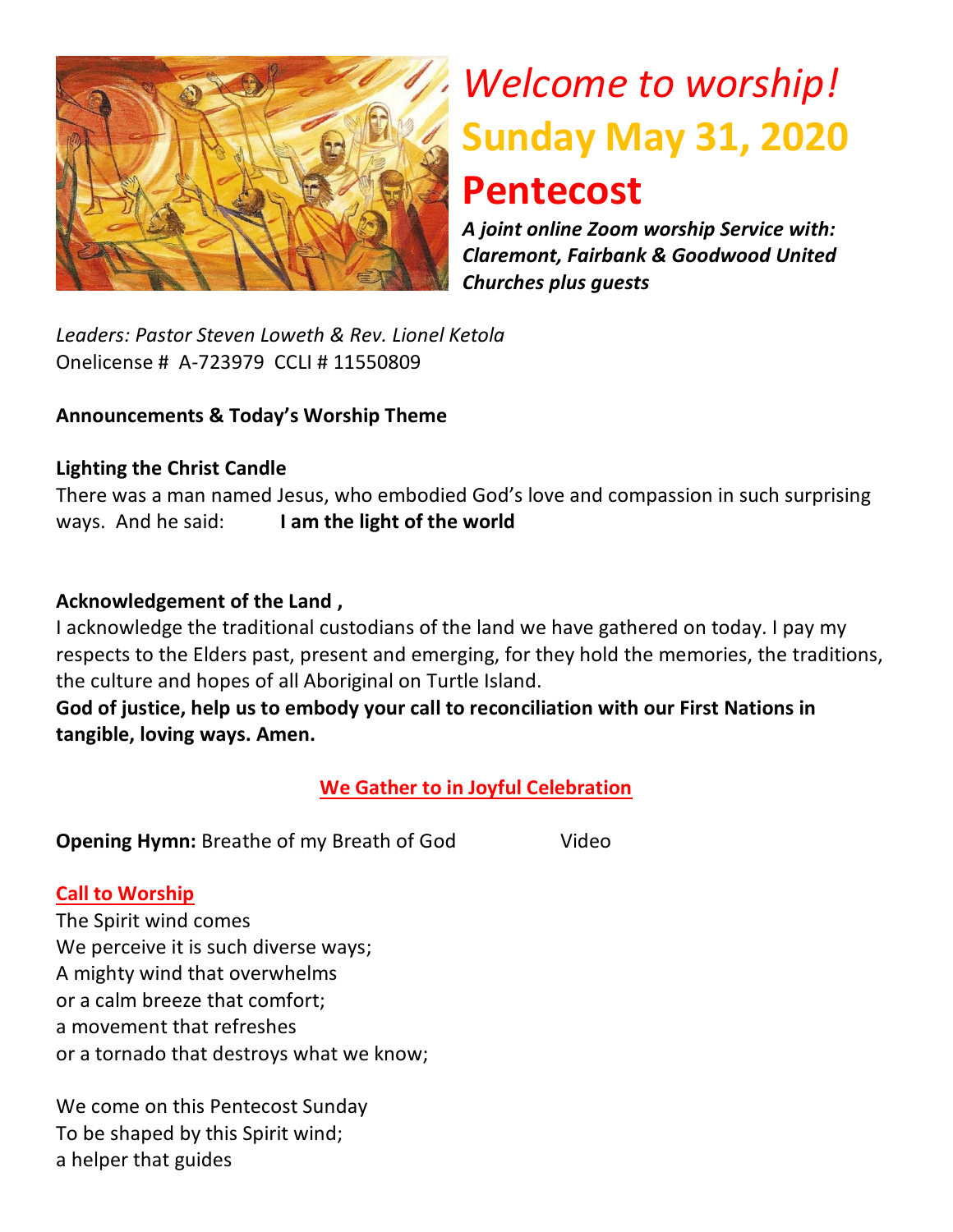# *Welcome to worship!*

# Sunday May 31, 2020

# Pentecost

***A joint online Zoom worship Service with: Claremont, Fairbank & Goodwood United Churches plus guests***

*Leaders: Pastor Steven Loweth & Rev. Lionel Ketola*
Onelicense # A-723979 CCLI # 11550809

**Announcements & Today's Worship Theme**

**Lighting the Christ Candle**
There was a man named Jesus, who embodied God's love and compassion in such surprising ways. And he said: **I am the light of the world**

**Acknowledgement of the Land ,**
I acknowledge the traditional custodians of the land we have gathered on today. I pay my respects to the Elders past, present and emerging, for they hold the memories, the traditions, the culture and hopes of all Aboriginal on Turtle Island.
**God of justice, help us to embody your call to reconciliation with our First Nations in tangible, loving ways. Amen.**

## We Gather to in Joyful Celebration

**Opening Hymn:** Breathe of my Breath of God Video

### Call to Worship

The Spirit wind comes
We perceive it is such diverse ways;
A mighty wind that overwhelms
or a calm breeze that comfort;
a movement that refreshes
or a tornado that destroys what we know;

We come on this Pentecost Sunday
To be shaped by this Spirit wind;
a helper that guides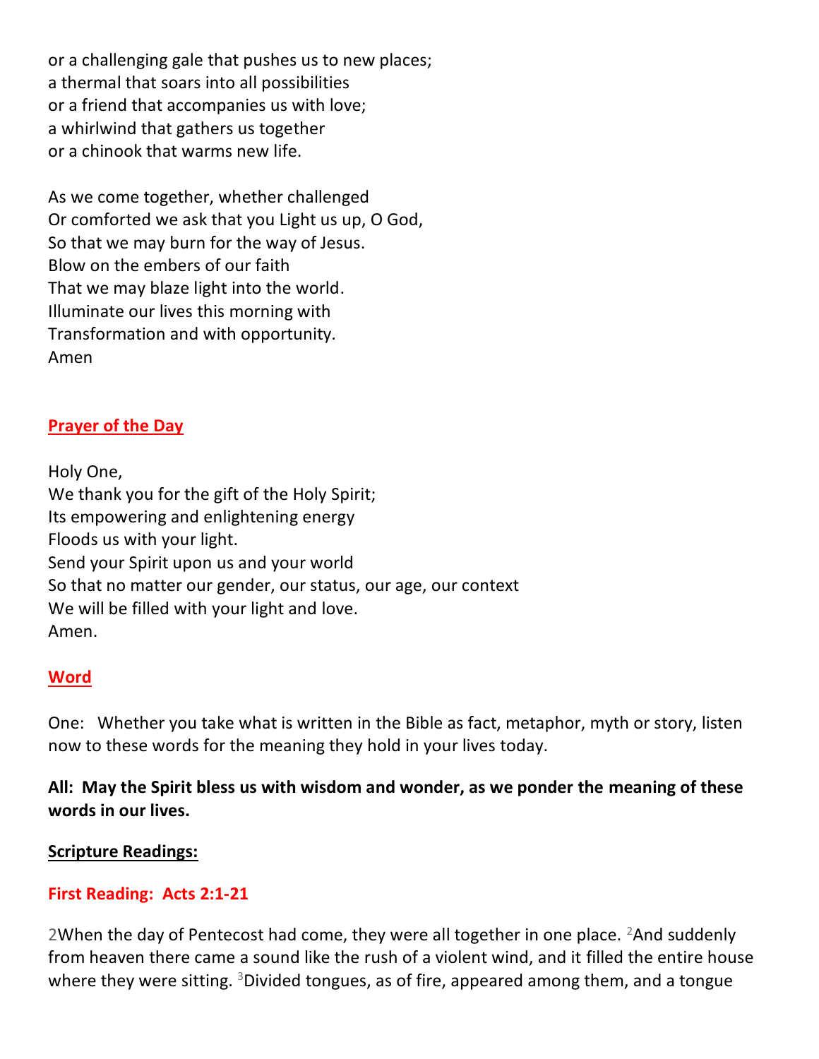or a challenging gale that pushes us to new places;
a thermal that soars into all possibilities
or a friend that accompanies us with love;
a whirlwind that gathers us together
or a chinook that warms new life.

As we come together, whether challenged
Or comforted we ask that you Light us up, O God,
So that we may burn for the way of Jesus.
Blow on the embers of our faith
That we may blaze light into the world.
Illuminate our lives this morning with
Transformation and with opportunity.
Amen

## Prayer of the Day

Holy One,
We thank you for the gift of the Holy Spirit;
Its empowering and enlightening energy
Floods us with your light.
Send your Spirit upon us and your world
So that no matter our gender, our status, our age, our context
We will be filled with your light and love.
Amen.

## Word

One: Whether you take what is written in the Bible as fact, metaphor, myth or story, listen now to these words for the meaning they hold in your lives today.

**All: May the Spirit bless us with wisdom and wonder, as we ponder the meaning of these words in our lives.**

**Scripture Readings:**

### First Reading: Acts 2:1-21

2When the day of Pentecost had come, they were all together in one place. 2And suddenly from heaven there came a sound like the rush of a violent wind, and it filled the entire house where they were sitting. 3Divided tongues, as of fire, appeared among them, and a tongue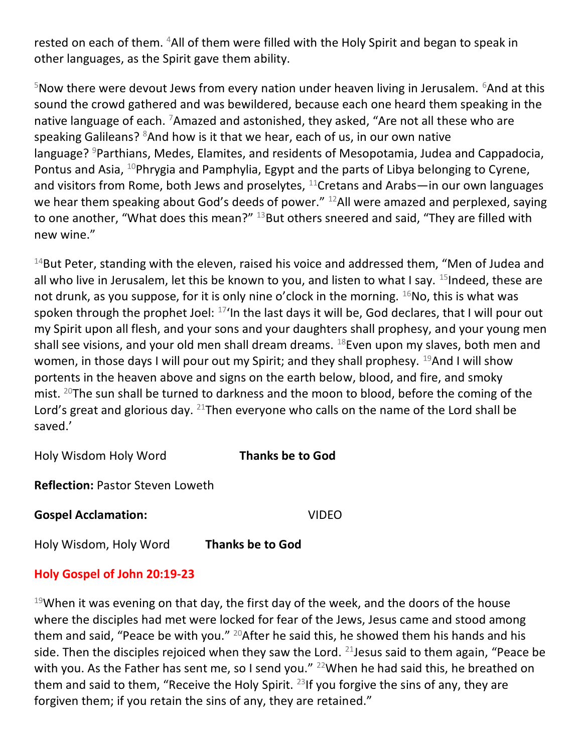rested on each of them. [4]All of them were filled with the Holy Spirit and began to speak in other languages, as the Spirit gave them ability.

[5]Now there were devout Jews from every nation under heaven living in Jerusalem. [6]And at this sound the crowd gathered and was bewildered, because each one heard them speaking in the native language of each. [7]Amazed and astonished, they asked, "Are not all these who are speaking Galileans? [8]And how is it that we hear, each of us, in our own native language? [9]Parthians, Medes, Elamites, and residents of Mesopotamia, Judea and Cappadocia, Pontus and Asia, [10]Phrygia and Pamphylia, Egypt and the parts of Libya belonging to Cyrene, and visitors from Rome, both Jews and proselytes, [11]Cretans and Arabs—in our own languages we hear them speaking about God's deeds of power." [12]All were amazed and perplexed, saying to one another, "What does this mean?" [13]But others sneered and said, "They are filled with new wine."

[14]But Peter, standing with the eleven, raised his voice and addressed them, "Men of Judea and all who live in Jerusalem, let this be known to you, and listen to what I say. [15]Indeed, these are not drunk, as you suppose, for it is only nine o'clock in the morning. [16]No, this is what was spoken through the prophet Joel: [17]'In the last days it will be, God declares, that I will pour out my Spirit upon all flesh, and your sons and your daughters shall prophesy, and your young men shall see visions, and your old men shall dream dreams. [18]Even upon my slaves, both men and women, in those days I will pour out my Spirit; and they shall prophesy. [19]And I will show portents in the heaven above and signs on the earth below, blood, and fire, and smoky mist. [20]The sun shall be turned to darkness and the moon to blood, before the coming of the Lord's great and glorious day. [21]Then everyone who calls on the name of the Lord shall be saved.'

Holy Wisdom Holy Word **Thanks be to God**

**Reflection:** Pastor Steven Loweth

**Gospel Acclamation:** VIDEO

Holy Wisdom, Holy Word **Thanks be to God**

**Holy Gospel of John 20:19-23**

[19]When it was evening on that day, the first day of the week, and the doors of the house where the disciples had met were locked for fear of the Jews, Jesus came and stood among them and said, "Peace be with you." [20]After he said this, he showed them his hands and his side. Then the disciples rejoiced when they saw the Lord. [21]Jesus said to them again, "Peace be with you. As the Father has sent me, so I send you." [22]When he had said this, he breathed on them and said to them, "Receive the Holy Spirit. [23]If you forgive the sins of any, they are forgiven them; if you retain the sins of any, they are retained."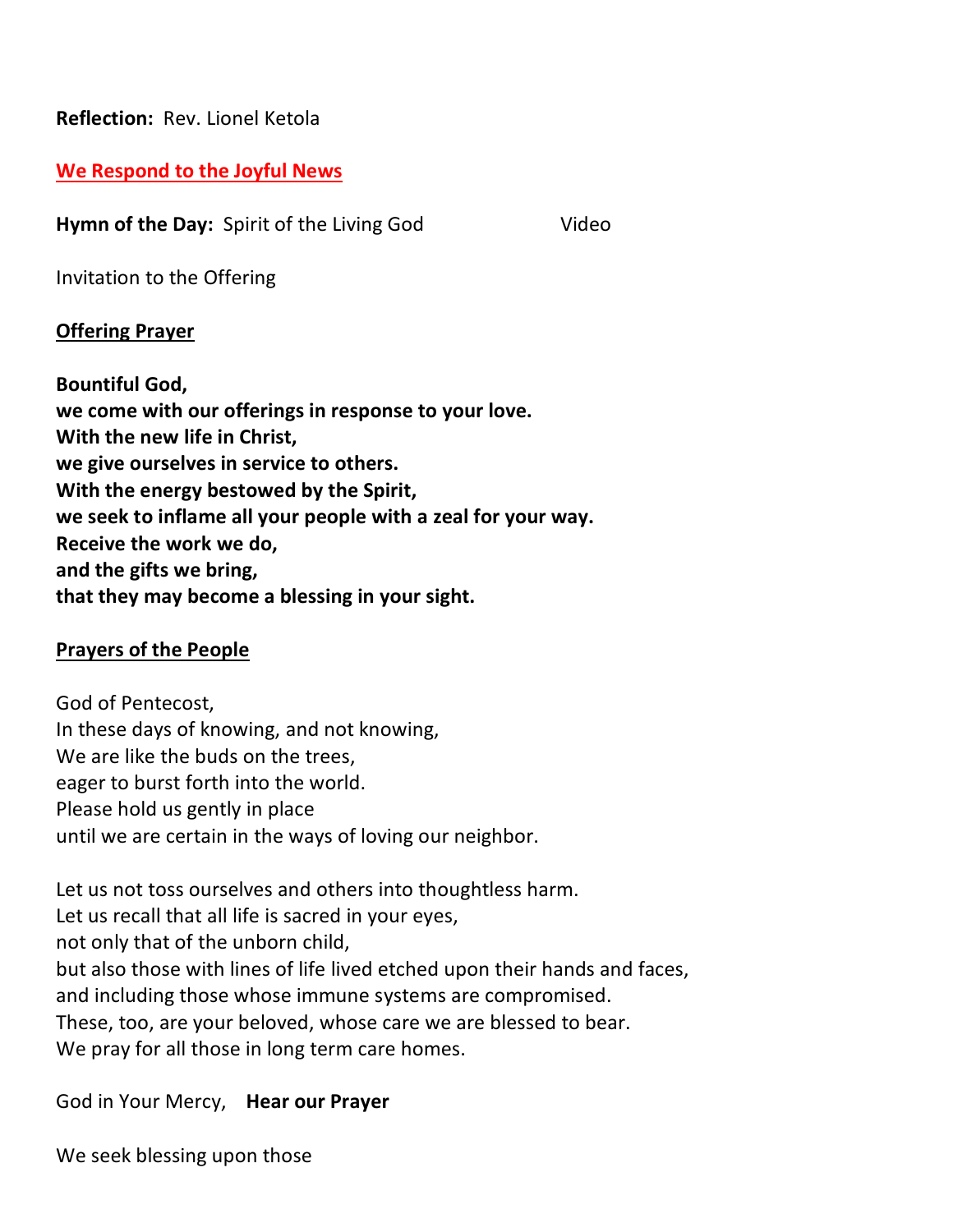**Reflection:** Rev. Lionel Ketola

**We Respond to the Joyful News**

**Hymn of the Day:** Spirit of the Living God Video

Invitation to the Offering

**Offering Prayer**

**Bountiful God,**
**we come with our offerings in response to your love.**
**With the new life in Christ,**
**we give ourselves in service to others.**
**With the energy bestowed by the Spirit,**
**we seek to inflame all your people with a zeal for your way.**
**Receive the work we do,**
**and the gifts we bring,**
**that they may become a blessing in your sight.**

**Prayers of the People**

God of Pentecost,
In these days of knowing, and not knowing,
We are like the buds on the trees,
eager to burst forth into the world.
Please hold us gently in place
until we are certain in the ways of loving our neighbor.

Let us not toss ourselves and others into thoughtless harm.
Let us recall that all life is sacred in your eyes,
not only that of the unborn child,
but also those with lines of life lived etched upon their hands and faces,
and including those whose immune systems are compromised.
These, too, are your beloved, whose care we are blessed to bear.
We pray for all those in long term care homes.

God in Your Mercy, **Hear our Prayer**

We seek blessing upon those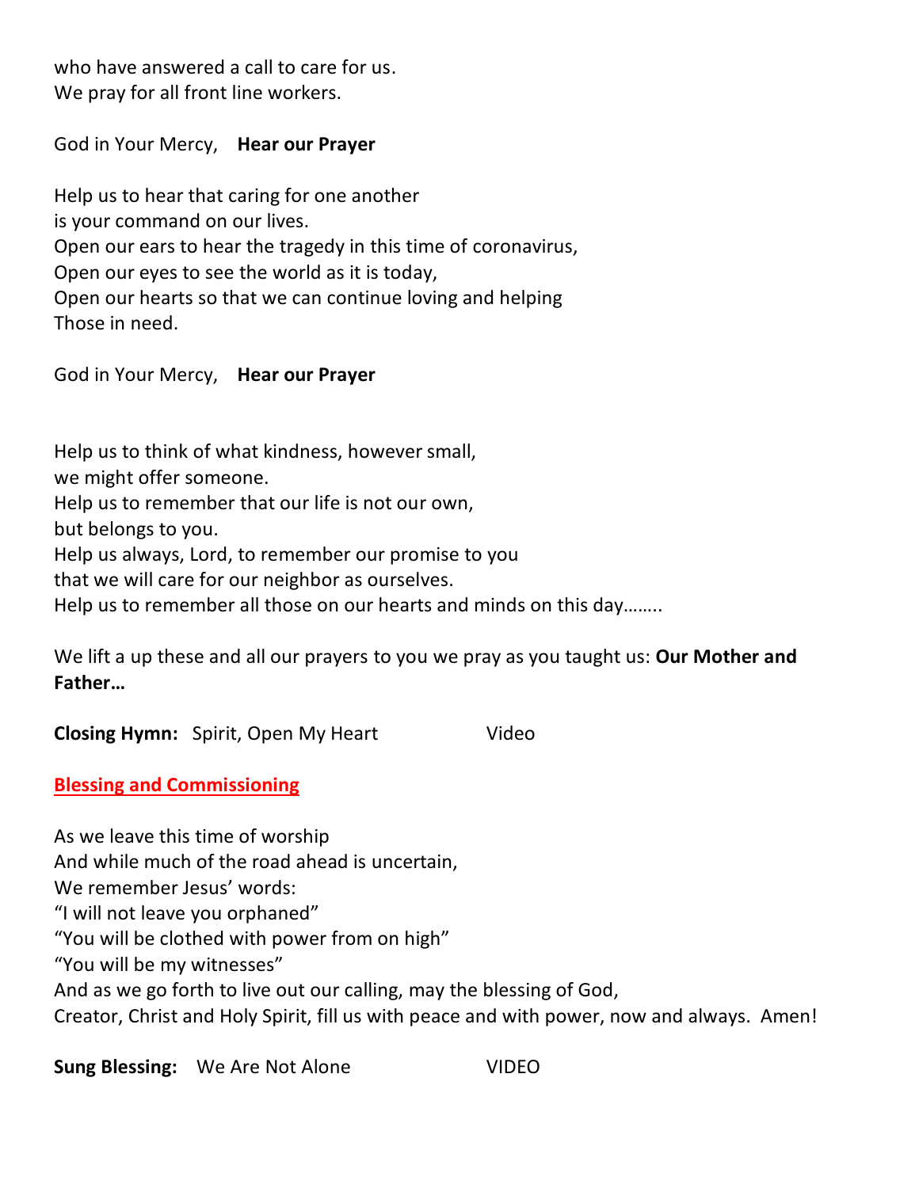who have answered a call to care for us.
We pray for all front line workers.

God in Your Mercy, **Hear our Prayer**

Help us to hear that caring for one another
is your command on our lives.
Open our ears to hear the tragedy in this time of coronavirus,
Open our eyes to see the world as it is today,
Open our hearts so that we can continue loving and helping
Those in need.

God in Your Mercy, **Hear our Prayer**

Help us to think of what kindness, however small,
we might offer someone.
Help us to remember that our life is not our own,
but belongs to you.
Help us always, Lord, to remember our promise to you
that we will care for our neighbor as ourselves.
Help us to remember all those on our hearts and minds on this day……..

We lift a up these and all our prayers to you we pray as you taught us: **Our Mother and Father…**

**Closing Hymn:** Spirit, Open My Heart Video

## Blessing and Commissioning

As we leave this time of worship
And while much of the road ahead is uncertain,
We remember Jesus' words:
"I will not leave you orphaned"
"You will be clothed with power from on high"
"You will be my witnesses"
And as we go forth to live out our calling, may the blessing of God,
Creator, Christ and Holy Spirit, fill us with peace and with power, now and always. Amen!

**Sung Blessing:** We Are Not Alone VIDEO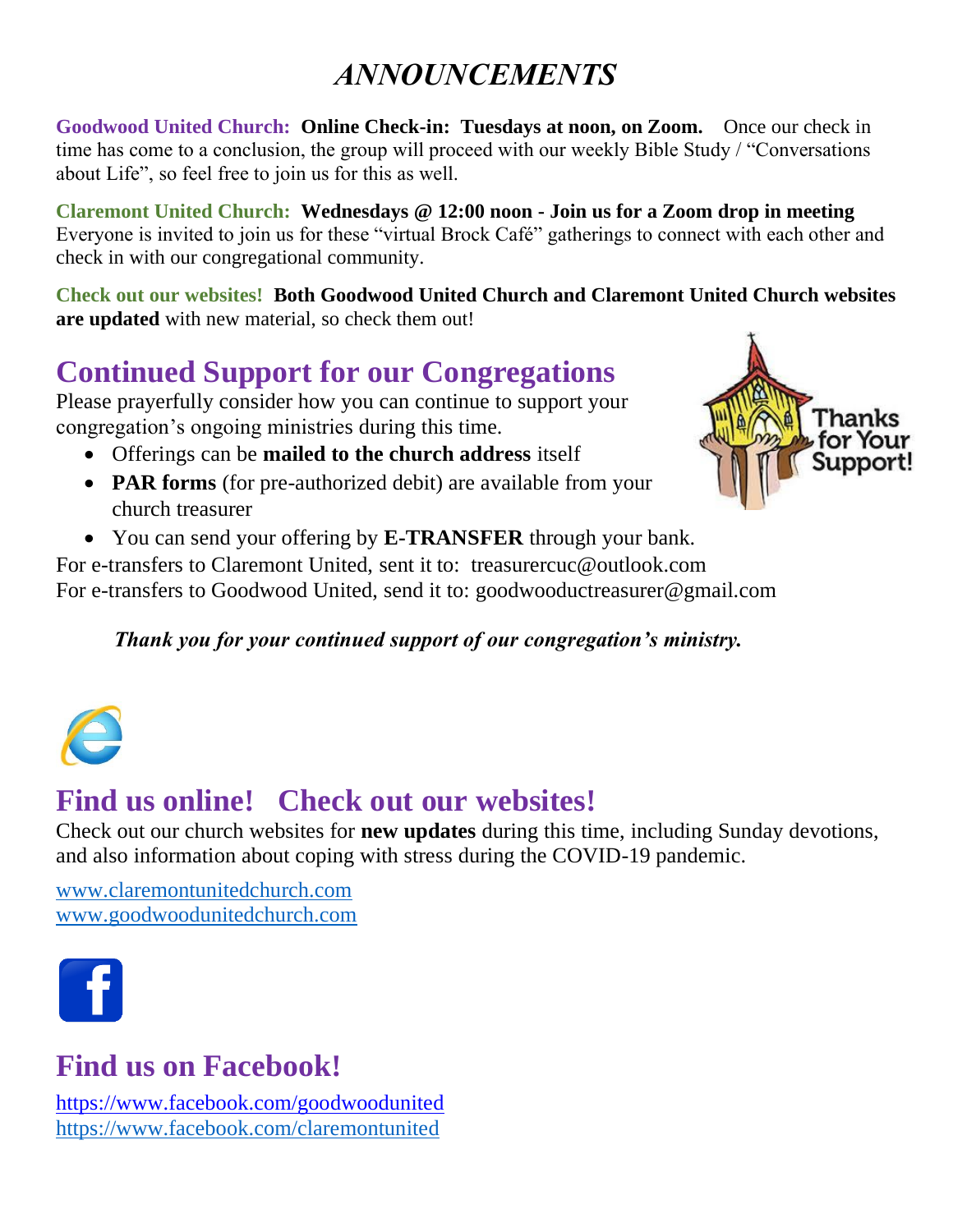# *ANNOUNCEMENTS*

**Goodwood United Church:** **Online Check-in: Tuesdays at noon, on Zoom.** Once our check in time has come to a conclusion, the group will proceed with our weekly Bible Study / "Conversations about Life", so feel free to join us for this as well.

**Claremont United Church:** **Wednesdays @ 12:00 noon - Join us for a Zoom drop in meeting** Everyone is invited to join us for these "virtual Brock Café" gatherings to connect with each other and check in with our congregational community.

**Check out our websites!** **Both Goodwood United Church and Claremont United Church websites are updated** with new material, so check them out!

## Continued Support for our Congregations

Please prayerfully consider how you can continue to support your congregation's ongoing ministries during this time.

- Offerings can be **mailed to the church address** itself
- **PAR forms** (for pre-authorized debit) are available from your church treasurer
- You can send your offering by **E-TRANSFER** through your bank.

For e-transfers to Claremont United, sent it to: treasurercuc@outlook.com
For e-transfers to Goodwood United, send it to: goodwooductreasurer@gmail.com

***Thank you for your continued support of our congregation's ministry.***

## Find us online! Check out our websites!

Check out our church websites for **new updates** during this time, including Sunday devotions, and also information about coping with stress during the COVID-19 pandemic.

www.claremontunitedchurch.com
www.goodwoodunitedchurch.com

## Find us on Facebook!

https://www.facebook.com/goodwoodunited
https://www.facebook.com/claremontunited